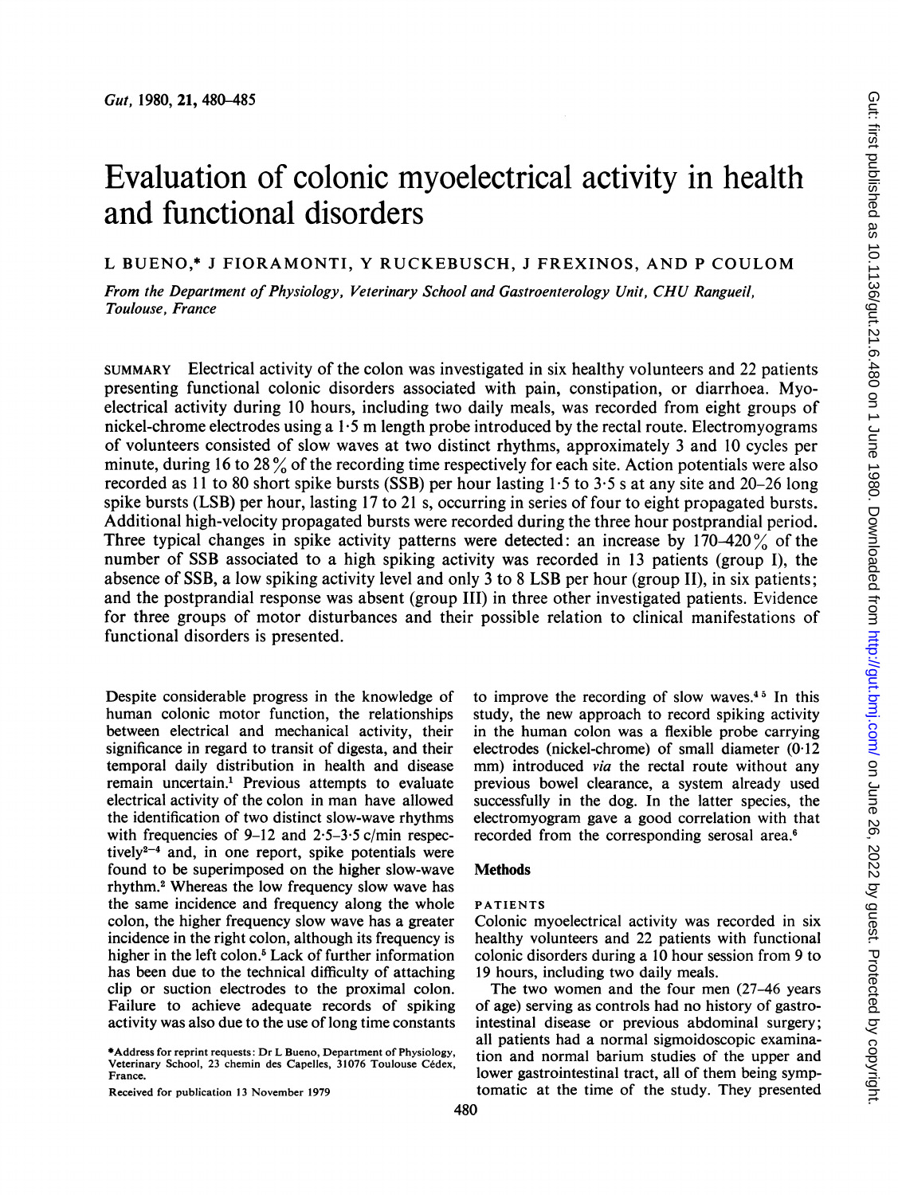# Evaluation of colonic myoelectrical activity in health and functional disorders

L BUENO,* J FIORAMONTI, Y RUCKEBUSCH, J FREXINOS, AND P COULOM

*From the Department of Physiology, Veterinary School and Gastroenterology Unit, CHU Rangueil, Toulouse, France*

SUMMARY Electrical activity of the colon was investigated in six healthy volunteers and 22 patients presenting functional colonic disorders associated with pain, constipation, or diarrhoea. Myoelectrical activity during 10 hours, including two daily meals, was recorded from eight groups of nickel-chrome electrodes using a 1·5 m length probe introduced by the rectal route. Electromyograms of volunteers consisted of slow waves at two distinct rhythms, approximately 3 and 10 cycles per minute, during 16 to 28% of the recording time respectively for each site. Action potentials were also recorded as 11 to 80 short spike bursts (SSB) per hour lasting 1·5 to 3·5 s at any site and 20–26 long spike bursts (LSB) per hour, lasting 17 to 21 s, occurring in series of four to eight propagated bursts. Additional high-velocity propagated bursts were recorded during the three hour postprandial period. Three typical changes in spike activity patterns were detected: an increase by 170–420% of the number of SSB associated to a high spiking activity was recorded in 13 patients (group I), the absence of SSB, a low spiking activity level and only 3 to 8 LSB per hour (group II), in six patients; and the postprandial response was absent (group III) in three other investigated patients. Evidence for three groups of motor disturbances and their possible relation to clinical manifestations of functional disorders is presented.

Despite considerable progress in the knowledge of human colonic motor function, the relationships between electrical and mechanical activity, their significance in regard to transit of digesta, and their temporal daily distribution in health and disease remain uncertain.[1] Previous attempts to evaluate electrical activity of the colon in man have allowed the identification of two distinct slow-wave rhythms with frequencies of 9–12 and 2·5–3·5 c/min respectively[2–4] and, in one report, spike potentials were found to be superimposed on the higher slow-wave rhythm.[2] Whereas the low frequency slow wave has the same incidence and frequency along the whole colon, the higher frequency slow wave has a greater incidence in the right colon, although its frequency is higher in the left colon.[5] Lack of further information has been due to the technical difficulty of attaching clip or suction electrodes to the proximal colon. Failure to achieve adequate records of spiking activity was also due to the use of long time constants to improve the recording of slow waves.[4 5] In this study, the new approach to record spiking activity in the human colon was a flexible probe carrying electrodes (nickel-chrome) of small diameter (0·12 mm) introduced *via* the rectal route without any previous bowel clearance, a system already used successfully in the dog. In the latter species, the electromyogram gave a good correlation with that recorded from the corresponding serosal area.[6]

## Methods

### PATIENTS

Colonic myoelectrical activity was recorded in six healthy volunteers and 22 patients with functional colonic disorders during a 10 hour session from 9 to 19 hours, including two daily meals.

The two women and the four men (27–46 years of age) serving as controls had no history of gastrointestinal disease or previous abdominal surgery; all patients had a normal sigmoidoscopic examination and normal barium studies of the upper and lower gastrointestinal tract, all of them being symptomatic at the time of the study. They presented

*Address for reprint requests: Dr L Bueno, Department of Physiology, Veterinary School, 23 chemin des Capelles, 31076 Toulouse Cédex, France.

Received for publication 13 November 1979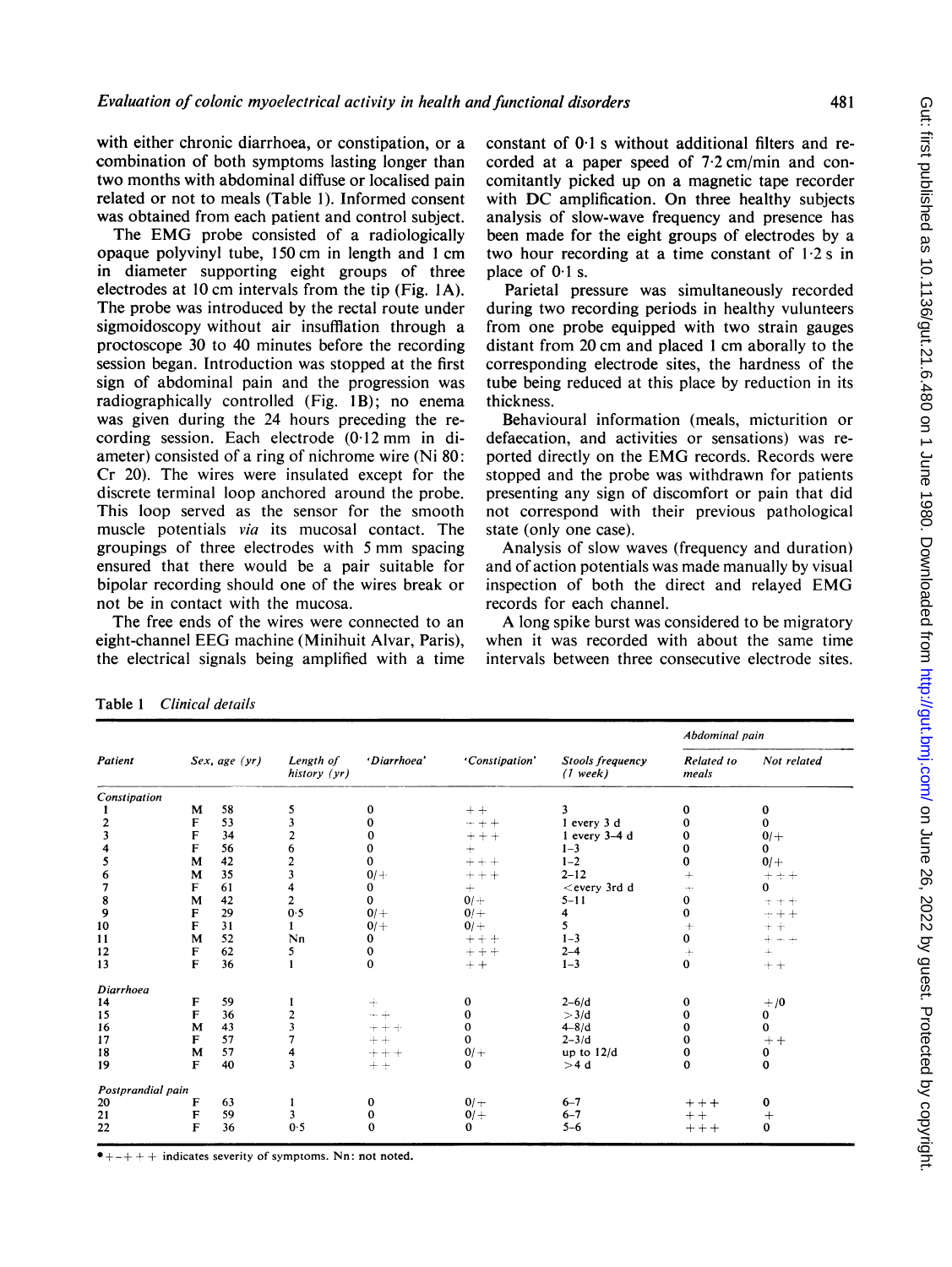with either chronic diarrhoea, or constipation, or a combination of both symptoms lasting longer than two months with abdominal diffuse or localised pain related or not to meals (Table 1). Informed consent was obtained from each patient and control subject.

The EMG probe consisted of a radiologically opaque polyvinyl tube, 150 cm in length and 1 cm in diameter supporting eight groups of three electrodes at 10 cm intervals from the tip (Fig. 1A). The probe was introduced by the rectal route under sigmoidoscopy without air insufflation through a proctoscope 30 to 40 minutes before the recording session began. Introduction was stopped at the first sign of abdominal pain and the progression was radiographically controlled (Fig. 1B); no enema was given during the 24 hours preceding the recording session. Each electrode (0·12 mm in diameter) consisted of a ring of nichrome wire (Ni 80: Cr 20). The wires were insulated except for the discrete terminal loop anchored around the probe. This loop served as the sensor for the smooth muscle potentials *via* its mucosal contact. The groupings of three electrodes with 5 mm spacing ensured that there would be a pair suitable for bipolar recording should one of the wires break or not be in contact with the mucosa.

The free ends of the wires were connected to an eight-channel EEG machine (Minihuit Alvar, Paris), the electrical signals being amplified with a time constant of 0·1 s without additional filters and recorded at a paper speed of 7·2 cm/min and concomitantly picked up on a magnetic tape recorder with DC amplification. On three healthy subjects analysis of slow-wave frequency and presence has been made for the eight groups of electrodes by a two hour recording at a time constant of 1·2 s in place of 0·1 s.

Parietal pressure was simultaneously recorded during two recording periods in healthy vulunteers from one probe equipped with two strain gauges distant from 20 cm and placed 1 cm aborally to the corresponding electrode sites, the hardness of the tube being reduced at this place by reduction in its thickness.

Behavioural information (meals, micturition or defaecation, and activities or sensations) was reported directly on the EMG records. Records were stopped and the probe was withdrawn for patients presenting any sign of discomfort or pain that did not correspond with their previous pathological state (only one case).

Analysis of slow waves (frequency and duration) and of action potentials was made manually by visual inspection of both the direct and relayed EMG records for each channel.

A long spike burst was considered to be migratory when it was recorded with about the same time intervals between three consecutive electrode sites.

Table 1 *Clinical details*

| Patient | Sex, age (yr) | | Length of history (yr) | 'Diarrhoea' | 'Constipation' | Stools frequency (1 week) | Abdominal pain | |
|---|---|---|---|---|---|---|---|---|
| | | | | | | | Related to meals | Not related |
| *Constipation* | | | | | | | | |
| 1 | M | 58 | 5 | 0 | ++ | 3 | 0 | 0 |
| 2 | F | 53 | 3 | 0 | +++ | 1 every 3 d | 0 | 0 |
| 3 | F | 34 | 2 | 0 | +++ | 1 every 3–4 d | 0 | 0/+ |
| 4 | F | 56 | 6 | 0 | + | 1–3 | 0 | 0 |
| 5 | M | 42 | 2 | 0 | +++ | 1–2 | 0 | 0/+ |
| 6 | M | 35 | 3 | 0/+ | +++ | 2–12 | + | +++ |
| 7 | F | 61 | 4 | 0 | + | <every 3rd d | + | 0 |
| 8 | M | 42 | 2 | 0 | 0/+ | 5–11 | 0 | +++ |
| 9 | F | 29 | 0·5 | 0/+ | 0/+ | 4 | 0 | +++ |
| 10 | F | 31 | 1 | 0/+ | 0/+ | 5 | + | ++ |
| 11 | M | 52 | Nn | 0 | +++ | 1–3 | 0 | +++ |
| 12 | F | 62 | 5 | 0 | +++ | 2–4 | + | + |
| 13 | F | 36 | 1 | 0 | ++ | 1–3 | 0 | ++ |
| *Diarrhoea* | | | | | | | | |
| 14 | F | 59 | 1 | + | 0 | 2–6/d | 0 | +/0 |
| 15 | F | 36 | 2 | ++ | 0 | >3/d | 0 | 0 |
| 16 | M | 43 | 3 | +++ | 0 | 4–8/d | 0 | 0 |
| 17 | F | 57 | 7 | ++ | 0 | 2–3/d | 0 | ++ |
| 18 | M | 57 | 4 | +++ | 0/+ | up to 12/d | 0 | 0 |
| 19 | F | 40 | 3 | ++ | 0 | >4 d | 0 | 0 |
| *Postprandial pain* | | | | | | | | |
| 20 | F | 63 | 1 | 0 | 0/+ | 6–7 | +++ | 0 |
| 21 | F | 59 | 3 | 0 | 0/+ | 6–7 | ++ | + |
| 22 | F | 36 | 0·5 | 0 | 0 | 5–6 | +++ | 0 |

*+–+++ indicates severity of symptoms. Nn: not noted.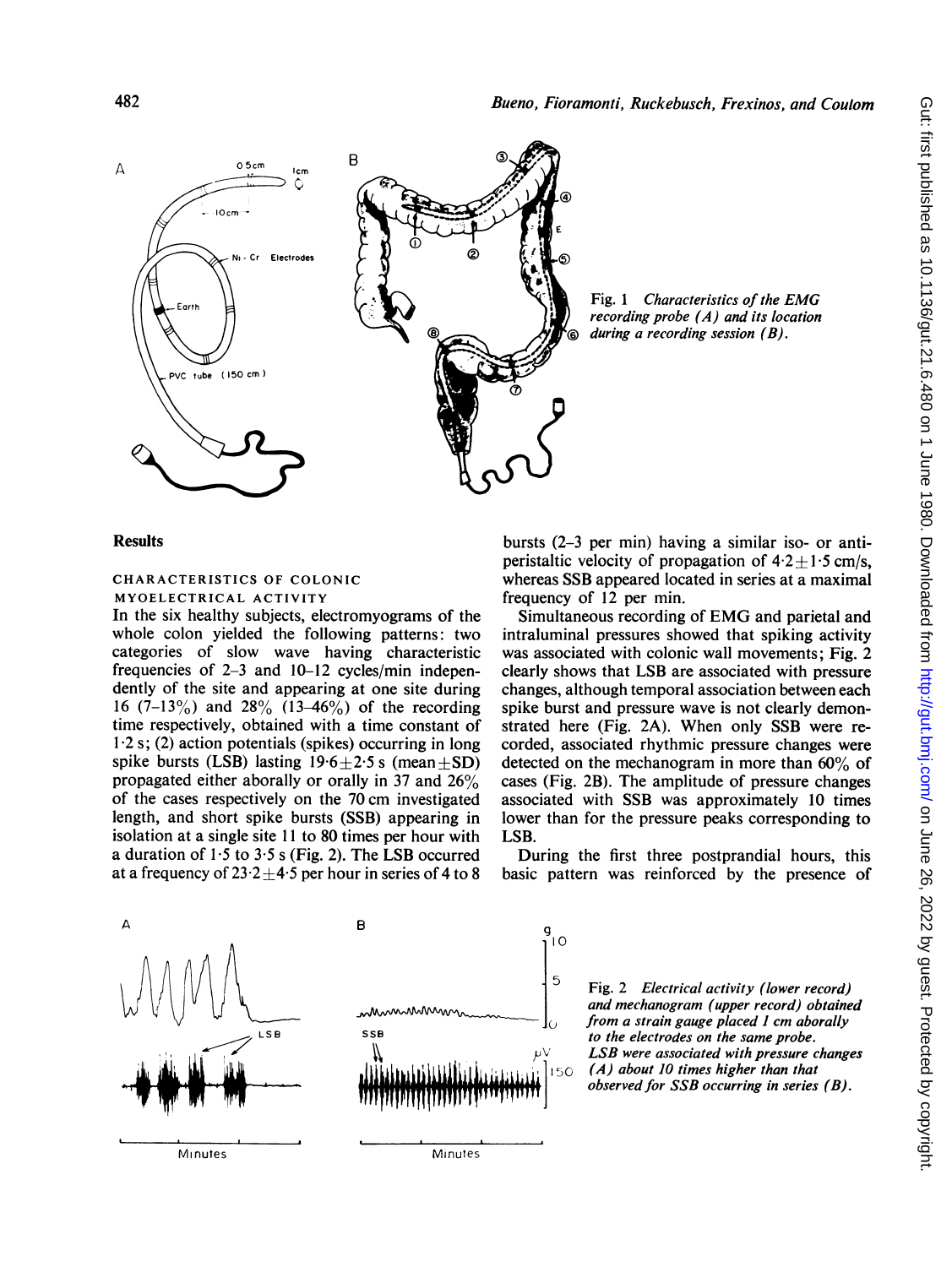Fig. 1 *Characteristics of the EMG recording probe (A) and its location during a recording session (B).*

## Results

### CHARACTERISTICS OF COLONIC MYOELECTRICAL ACTIVITY

In the six healthy subjects, electromyograms of the whole colon yielded the following patterns: two categories of slow wave having characteristic frequencies of 2–3 and 10–12 cycles/min independently of the site and appearing at one site during 16 (7–13%) and 28% (13–46%) of the recording time respectively, obtained with a time constant of 1·2 s; (2) action potentials (spikes) occurring in long spike bursts (LSB) lasting 19·6±2·5 s (mean±SD) propagated either aborally or orally in 37 and 26% of the cases respectively on the 70 cm investigated length, and short spike bursts (SSB) appearing in isolation at a single site 11 to 80 times per hour with a duration of 1·5 to 3·5 s (Fig. 2). The LSB occurred at a frequency of 23·2±4·5 per hour in series of 4 to 8 bursts (2–3 per min) having a similar iso- or antiperistaltic velocity of propagation of 4·2±1·5 cm/s, whereas SSB appeared located in series at a maximal frequency of 12 per min.

Simultaneous recording of EMG and parietal and intraluminal pressures showed that spiking activity was associated with colonic wall movements; Fig. 2 clearly shows that LSB are associated with pressure changes, although temporal association between each spike burst and pressure wave is not clearly demonstrated here (Fig. 2A). When only SSB were recorded, associated rhythmic pressure changes were detected on the mechanogram in more than 60% of cases (Fig. 2B). The amplitude of pressure changes associated with SSB was approximately 10 times lower than for the pressure peaks corresponding to LSB.

During the first three postprandial hours, this basic pattern was reinforced by the presence of

Fig. 2 *Electrical activity (lower record) and mechanogram (upper record) obtained from a strain gauge placed 1 cm aborally to the electrodes on the same probe. LSB were associated with pressure changes (A) about 10 times higher than that observed for SSB occurring in series (B).*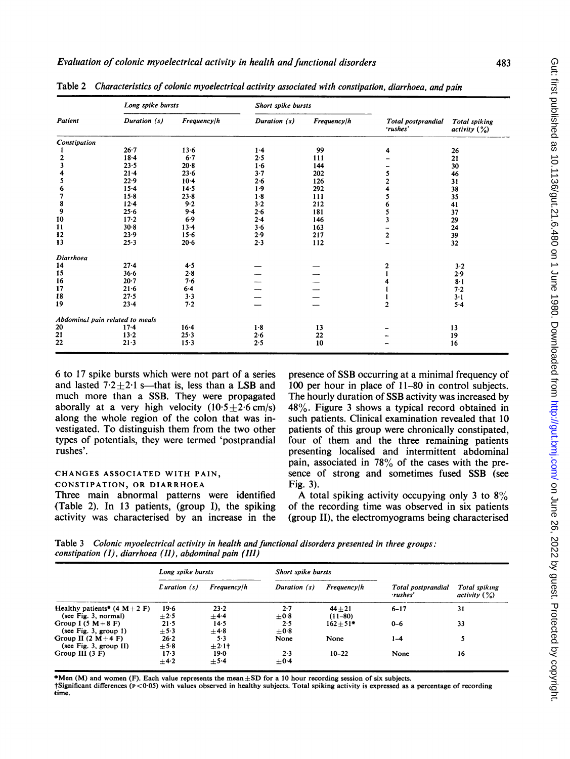Table 2 *Characteristics of colonic myoelectrical activity associated with constipation, diarrhoea, and pain*

| Patient | Long spike bursts | | Short spike bursts | | Total postprandial 'rushes' | Total spiking activity (%) |
|---|---|---|---|---|---|---|
| | Duration (s) | Frequency/h | Duration (s) | Frequency/h | | |
| *Constipation* | | | | | | |
| 1 | 26·7 | 13·6 | 1·4 | 99 | 4 | 26 |
| 2 | 18·4 | 6·7 | 2·5 | 111 | – | 21 |
| 3 | 23·5 | 20·8 | 1·6 | 144 | – | 30 |
| 4 | 21·4 | 23·6 | 3·7 | 202 | 5 | 46 |
| 5 | 22·9 | 10·4 | 2·6 | 126 | 2 | 31 |
| 6 | 15·4 | 14·5 | 1·9 | 292 | 4 | 38 |
| 7 | 15·8 | 23·8 | 1·8 | 111 | 5 | 35 |
| 8 | 12·4 | 9·2 | 3·2 | 212 | 6 | 41 |
| 9 | 25·6 | 9·4 | 2·6 | 181 | 5 | 37 |
| 10 | 17·2 | 6·9 | 2·4 | 146 | 3 | 29 |
| 11 | 30·8 | 13·4 | 3·6 | 163 | – | 24 |
| 12 | 23·9 | 15·6 | 2·9 | 217 | 2 | 39 |
| 13 | 25·3 | 20·6 | 2·3 | 112 | – | 32 |
| *Diarrhoea* | | | | | | |
| 14 | 27·4 | 4·5 | — | — | 2 | 3·2 |
| 15 | 36·6 | 2·8 | — | — | 1 | 2·9 |
| 16 | 20·7 | 7·6 | — | — | 4 | 8·1 |
| 17 | 21·6 | 6·4 | — | — | 1 | 7·2 |
| 18 | 27·5 | 3·3 | — | — | 1 | 3·1 |
| 19 | 23·4 | 7·2 | — | — | 2 | 5·4 |
| *Abdominal pain related to meals* | | | | | | |
| 20 | 17·4 | 16·4 | 1·8 | 13 | – | 13 |
| 21 | 13·2 | 25·3 | 2·6 | 22 | – | 19 |
| 22 | 21·3 | 15·3 | 2·5 | 10 | – | 16 |

6 to 17 spike bursts which were not part of a series and lasted 7·2±2·1 s—that is, less than a LSB and much more than a SSB. They were propagated aborally at a very high velocity (10·5±2·6 cm/s) along the whole region of the colon that was investigated. To distinguish them from the two other types of potentials, they were termed 'postprandial rushes'.

### CHANGES ASSOCIATED WITH PAIN, CONSTIPATION, OR DIARRHOEA

Three main abnormal patterns were identified (Table 2). In 13 patients, (group I), the spiking activity was characterised by an increase in the presence of SSB occurring at a minimal frequency of 100 per hour in place of 11–80 in control subjects. The hourly duration of SSB activity was increased by 48%. Figure 3 shows a typical record obtained in such patients. Clinical examination revealed that 10 patients of this group were chronically constipated, four of them and the three remaining patients presenting localised and intermittent abdominal pain, associated in 78% of the cases with the presence of strong and sometimes fused SSB (see Fig. 3).

A total spiking activity occupying only 3 to 8% of the recording time was observed in six patients (group II), the electromyograms being characterised

Table 3 *Colonic myoelectrical activity in health and functional disorders presented in three groups: constipation (I), diarrhoea (II), abdominal pain (III)*

| | Long spike bursts | | Short spike bursts | | Total postprandial 'rushes' | Total spiking activity (%) |
|---|---|---|---|---|---|---|
| | Duration (s) | Frequency/h | Duration (s) | Frequency/h | | |
| Healthy patients* (4 M+2 F) (see Fig. 3, normal) | 19·6 ±2·5 | 23·2 ±4·4 | 2·7 ±0·8 | 44±21 (11–80) | 6–17 | 31 |
| Group I (5 M+8 F) (see Fig. 3, group I) | 21·5 ±5·3 | 14·5 ±4·8 | 2·5 ±0·8 | 162±51* | 0–6 | 33 |
| Group II (2 M+4 F) (see Fig. 3, group II) | 26·2 ±5·8 | 5·3 ±2·1† | None | None | 1–4 | 5 |
| Group III (3 F) | 17·3 ±4·2 | 19·0 ±5·4 | 2·3 ±0·4 | 10–22 | None | 16 |

*Men (M) and women (F). Each value represents the mean±SD for a 10 hour recording session of six subjects.
†Significant differences ($p<0·05$) with values observed in healthy subjects. Total spiking activity is expressed as a percentage of recording time.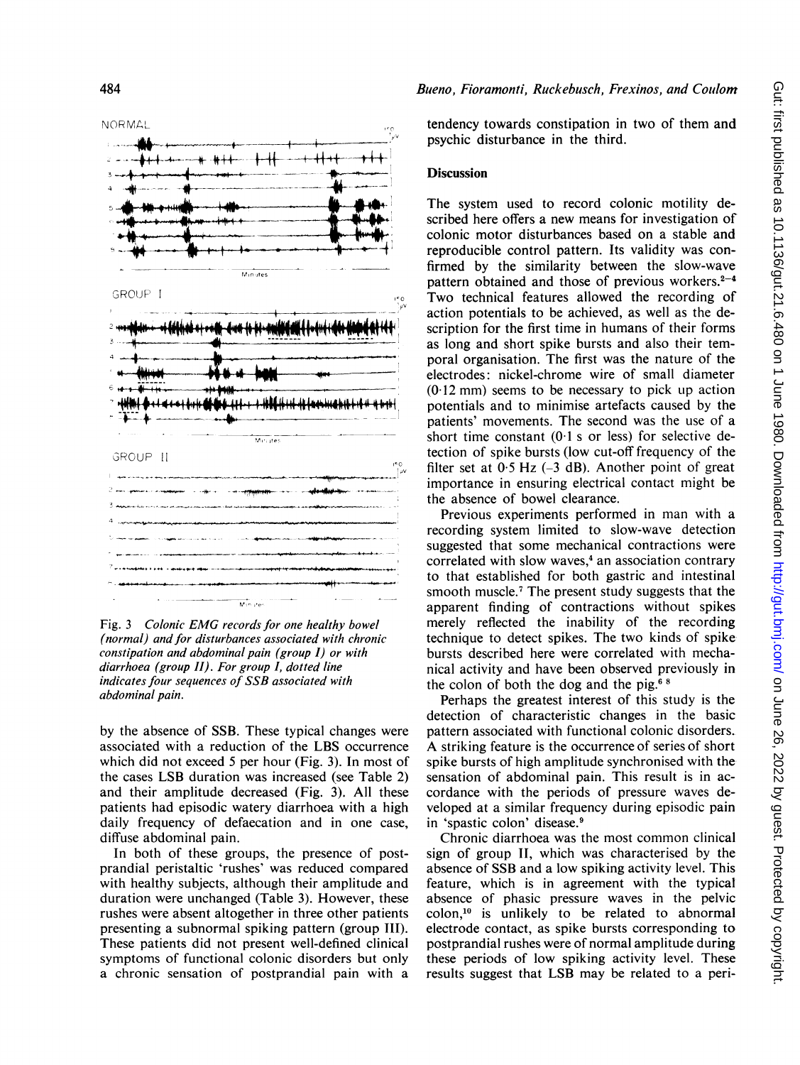Fig. 3 *Colonic EMG records for one healthy bowel (normal) and for disturbances associated with chronic constipation and abdominal pain (group I) or with diarrhoea (group II). For group I, dotted line indicates four sequences of SSB associated with abdominal pain.*

by the absence of SSB. These typical changes were associated with a reduction of the LBS occurrence which did not exceed 5 per hour (Fig. 3). In most of the cases LSB duration was increased (see Table 2) and their amplitude decreased (Fig. 3). All these patients had episodic watery diarrhoea with a high daily frequency of defaecation and in one case, diffuse abdominal pain.

In both of these groups, the presence of postprandial peristaltic 'rushes' was reduced compared with healthy subjects, although their amplitude and duration were unchanged (Table 3). However, these rushes were absent altogether in three other patients presenting a subnormal spiking pattern (group III). These patients did not present well-defined clinical symptoms of functional colonic disorders but only a chronic sensation of postprandial pain with a tendency towards constipation in two of them and psychic disturbance in the third.

## Discussion

The system used to record colonic motility described here offers a new means for investigation of colonic motor disturbances based on a stable and reproducible control pattern. Its validity was confirmed by the similarity between the slow-wave pattern obtained and those of previous workers.[2–4] Two technical features allowed the recording of action potentials to be achieved, as well as the description for the first time in humans of their forms as long and short spike bursts and also their temporal organisation. The first was the nature of the electrodes: nickel-chrome wire of small diameter (0·12 mm) seems to be necessary to pick up action potentials and to minimise artefacts caused by the patients' movements. The second was the use of a short time constant (0·1 s or less) for selective detection of spike bursts (low cut-off frequency of the filter set at 0·5 Hz (–3 dB). Another point of great importance in ensuring electrical contact might be the absence of bowel clearance.

Previous experiments performed in man with a recording system limited to slow-wave detection suggested that some mechanical contractions were correlated with slow waves,[4] an association contrary to that established for both gastric and intestinal smooth muscle.[7] The present study suggests that the apparent finding of contractions without spikes merely reflected the inability of the recording technique to detect spikes. The two kinds of spike bursts described here were correlated with mechanical activity and have been observed previously in the colon of both the dog and the pig.[6 8]

Perhaps the greatest interest of this study is the detection of characteristic changes in the basic pattern associated with functional colonic disorders. A striking feature is the occurrence of series of short spike bursts of high amplitude synchronised with the sensation of abdominal pain. This result is in accordance with the periods of pressure waves developed at a similar frequency during episodic pain in 'spastic colon' disease.[9]

Chronic diarrhoea was the most common clinical sign of group II, which was characterised by the absence of SSB and a low spiking activity level. This feature, which is in agreement with the typical absence of phasic pressure waves in the pelvic colon,[10] is unlikely to be related to abnormal electrode contact, as spike bursts corresponding to postprandial rushes were of normal amplitude during these periods of low spiking activity level. These results suggest that LSB may be related to a peri-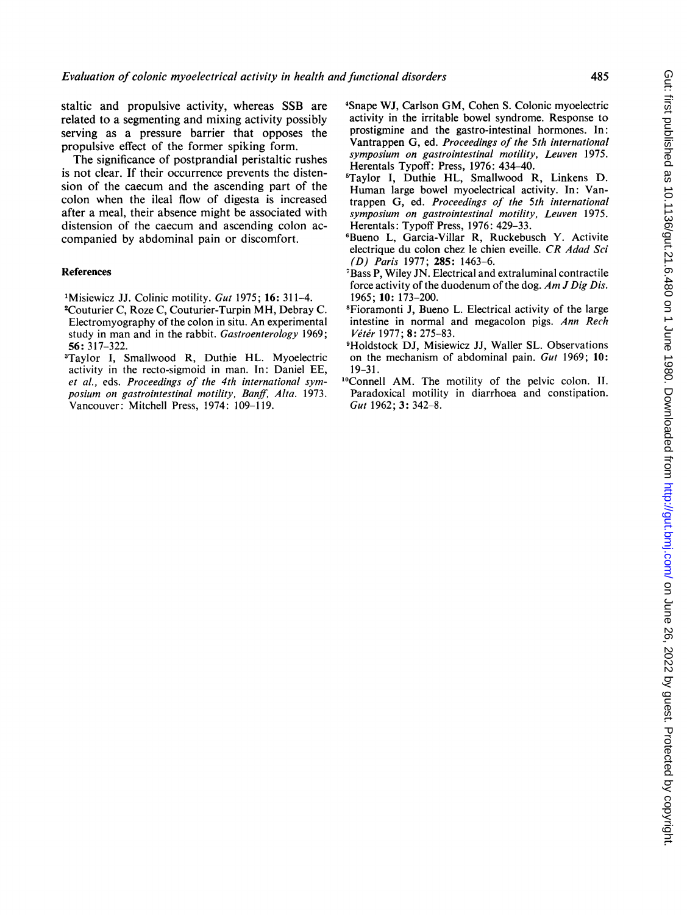staltic and propulsive activity, whereas SSB are related to a segmenting and mixing activity possibly serving as a pressure barrier that opposes the propulsive effect of the former spiking form.

The significance of postprandial peristaltic rushes is not clear. If their occurrence prevents the distension of the caecum and the ascending part of the colon when the ileal flow of digesta is increased after a meal, their absence might be associated with distension of the caecum and ascending colon accompanied by abdominal pain or discomfort.

### References

[1] Misiewicz JJ. Colinic motility. *Gut* 1975; **16:** 311–4.

[2] Couturier C, Roze C, Couturier-Turpin MH, Debray C. Electromyography of the colon in situ. An experimental study in man and in the rabbit. *Gastroenterology* 1969; **56:** 317–322.

[3] Taylor I, Smallwood R, Duthie HL. Myoelectric activity in the recto-sigmoid in man. In: Daniel EE, *et al.*, eds. *Proceedings of the 4th international symposium on gastrointestinal motility, Banff, Alta.* 1973. Vancouver: Mitchell Press, 1974: 109–119.

[4] Snape WJ, Carlson GM, Cohen S. Colonic myoelectric activity in the irritable bowel syndrome. Response to prostigmine and the gastro-intestinal hormones. In: Vantrappen G, ed. *Proceedings of the 5th international symposium on gastrointestinal motility, Leuven* 1975. Herentals Typoff: Press, 1976: 434–40.

[5] Taylor I, Duthie HL, Smallwood R, Linkens D. Human large bowel myoelectrical activity. In: Vantrappen G, ed. *Proceedings of the 5th international symposium on gastrointestinal motility, Leuven* 1975. Herentals: Typoff Press, 1976: 429–33.

[6] Bueno L, Garcia-Villar R, Ruckebusch Y. Activite electrique du colon chez le chien eveille. *CR Adad Sci (D) Paris* 1977; **285:** 1463–6.

[7] Bass P, Wiley JN. Electrical and extraluminal contractile force activity of the duodenum of the dog. *Am J Dig Dis.* 1965; **10:** 173–200.

[8] Fioramonti J, Bueno L. Electrical activity of the large intestine in normal and megacolon pigs. *Ann Rech Vétér* 1977; **8:** 275–83.

[9] Holdstock DJ, Misiewicz JJ, Waller SL. Observations on the mechanism of abdominal pain. *Gut* 1969; **10:** 19–31.

[10] Connell AM. The motility of the pelvic colon. II. Paradoxical motility in diarrhoea and constipation. *Gut* 1962; **3:** 342–8.